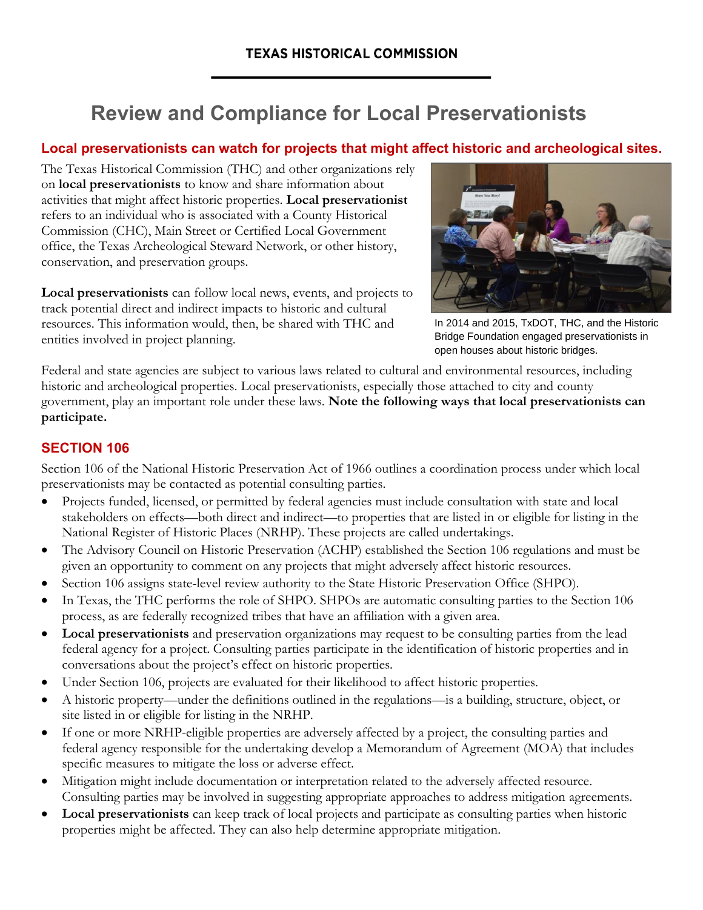TEXAS HISTORICAL COMMISSION

# Review and Compliance for Local Preservationists

## Local preservationists can watch for projects that might affect historic and archeological sites.

The Texas Historical Commission (THC) and other organizations rely on **local preservationists** to know and share information about activities that might affect historic properties. **Local preservationist** refers to an individual who is associated with a County Historical Commission (CHC), Main Street or Certified Local Government office, the Texas Archeological Steward Network, or other history, conservation, and preservation groups.

**Local preservationists** can follow local news, events, and projects to track potential direct and indirect impacts to historic and cultural resources. This information would, then, be shared with THC and entities involved in project planning.

In 2014 and 2015, TxDOT, THC, and the Historic Bridge Foundation engaged preservationists in open houses about historic bridges.

Federal and state agencies are subject to various laws related to cultural and environmental resources, including historic and archeological properties. Local preservationists, especially those attached to city and county government, play an important role under these laws. **Note the following ways that local preservationists can participate.**

## SECTION 106

Section 106 of the National Historic Preservation Act of 1966 outlines a coordination process under which local preservationists may be contacted as potential consulting parties.

- Projects funded, licensed, or permitted by federal agencies must include consultation with state and local stakeholders on effects—both direct and indirect—to properties that are listed in or eligible for listing in the National Register of Historic Places (NRHP). These projects are called undertakings.
- The Advisory Council on Historic Preservation (ACHP) established the Section 106 regulations and must be given an opportunity to comment on any projects that might adversely affect historic resources.
- Section 106 assigns state-level review authority to the State Historic Preservation Office (SHPO).
- In Texas, the THC performs the role of SHPO. SHPOs are automatic consulting parties to the Section 106 process, as are federally recognized tribes that have an affiliation with a given area.
- **Local preservationists** and preservation organizations may request to be consulting parties from the lead federal agency for a project. Consulting parties participate in the identification of historic properties and in conversations about the project's effect on historic properties.
- Under Section 106, projects are evaluated for their likelihood to affect historic properties.
- A historic property—under the definitions outlined in the regulations—is a building, structure, object, or site listed in or eligible for listing in the NRHP.
- If one or more NRHP-eligible properties are adversely affected by a project, the consulting parties and federal agency responsible for the undertaking develop a Memorandum of Agreement (MOA) that includes specific measures to mitigate the loss or adverse effect.
- Mitigation might include documentation or interpretation related to the adversely affected resource. Consulting parties may be involved in suggesting appropriate approaches to address mitigation agreements.
- **Local preservationists** can keep track of local projects and participate as consulting parties when historic properties might be affected. They can also help determine appropriate mitigation.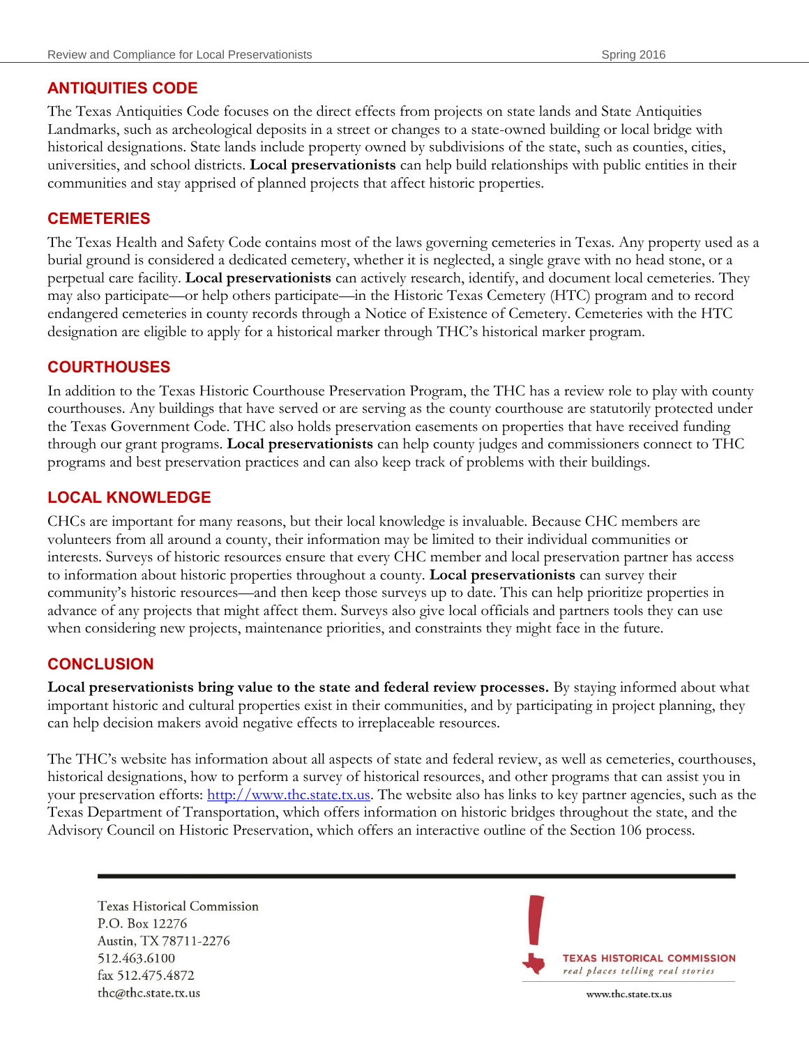## ANTIQUITIES CODE

The Texas Antiquities Code focuses on the direct effects from projects on state lands and State Antiquities Landmarks, such as archeological deposits in a street or changes to a state-owned building or local bridge with historical designations. State lands include property owned by subdivisions of the state, such as counties, cities, universities, and school districts. **Local preservationists** can help build relationships with public entities in their communities and stay apprised of planned projects that affect historic properties.

## CEMETERIES

The Texas Health and Safety Code contains most of the laws governing cemeteries in Texas. Any property used as a burial ground is considered a dedicated cemetery, whether it is neglected, a single grave with no head stone, or a perpetual care facility. **Local preservationists** can actively research, identify, and document local cemeteries. They may also participate—or help others participate—in the Historic Texas Cemetery (HTC) program and to record endangered cemeteries in county records through a Notice of Existence of Cemetery. Cemeteries with the HTC designation are eligible to apply for a historical marker through THC's historical marker program.

## COURTHOUSES

In addition to the Texas Historic Courthouse Preservation Program, the THC has a review role to play with county courthouses. Any buildings that have served or are serving as the county courthouse are statutorily protected under the Texas Government Code. THC also holds preservation easements on properties that have received funding through our grant programs. **Local preservationists** can help county judges and commissioners connect to THC programs and best preservation practices and can also keep track of problems with their buildings.

## LOCAL KNOWLEDGE

CHCs are important for many reasons, but their local knowledge is invaluable. Because CHC members are volunteers from all around a county, their information may be limited to their individual communities or interests. Surveys of historic resources ensure that every CHC member and local preservation partner has access to information about historic properties throughout a county. **Local preservationists** can survey their community's historic resources—and then keep those surveys up to date. This can help prioritize properties in advance of any projects that might affect them. Surveys also give local officials and partners tools they can use when considering new projects, maintenance priorities, and constraints they might face in the future.

## CONCLUSION

**Local preservationists bring value to the state and federal review processes.** By staying informed about what important historic and cultural properties exist in their communities, and by participating in project planning, they can help decision makers avoid negative effects to irreplaceable resources.

The THC's website has information about all aspects of state and federal review, as well as cemeteries, courthouses, historical designations, how to perform a survey of historical resources, and other programs that can assist you in your preservation efforts: [http://www.thc.state.tx.us](http://www.thc.state.tx.us). The website also has links to key partner agencies, such as the Texas Department of Transportation, which offers information on historic bridges throughout the state, and the Advisory Council on Historic Preservation, which offers an interactive outline of the Section 106 process.

---

Texas Historical Commission
P.O. Box 12276
Austin, TX 78711-2276
512.463.6100
fax 512.475.4872
thc@thc.state.tx.us

TEXAS HISTORICAL COMMISSION
*real places telling real stories*

www.thc.state.tx.us